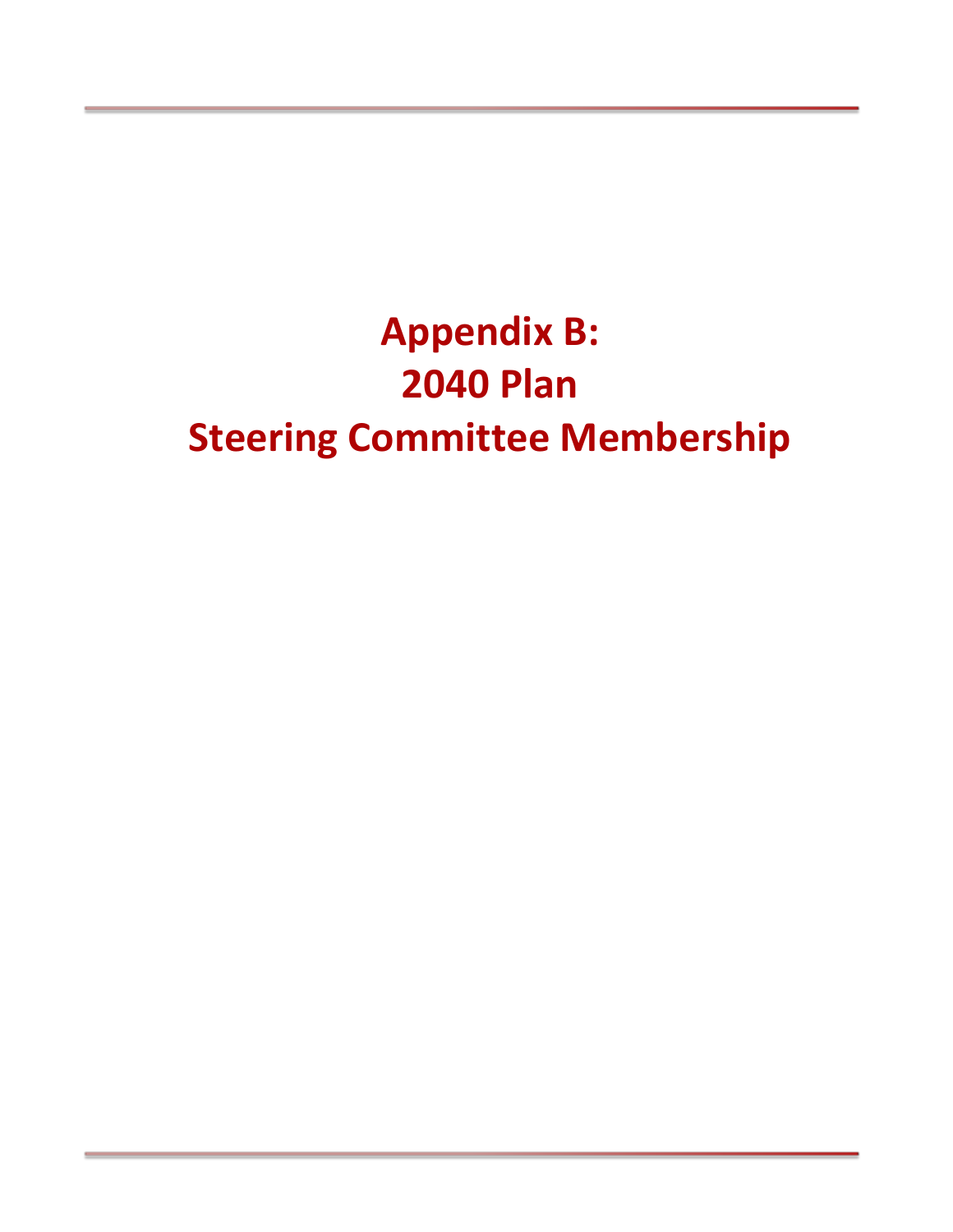# Appendix B:
# 2040 Plan
# Steering Committee Membership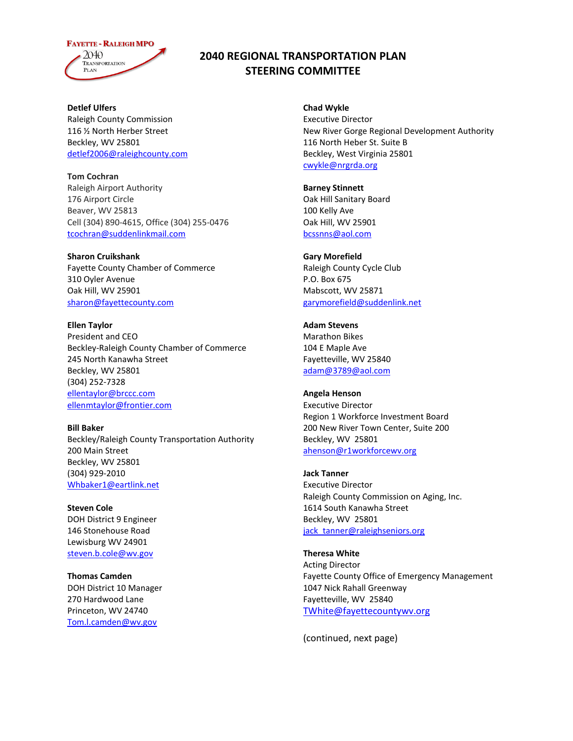# 2040 REGIONAL TRANSPORTATION PLAN STEERING COMMITTEE

**Detlef Ulfers**
Raleigh County Commission
116 ½ North Herber Street
Beckley, WV 25801
detlef2006@raleighcounty.com

**Tom Cochran**
Raleigh Airport Authority
176 Airport Circle
Beaver, WV 25813
Cell (304) 890-4615, Office (304) 255-0476
tcochran@suddenlinkmail.com

**Sharon Cruikshank**
Fayette County Chamber of Commerce
310 Oyler Avenue
Oak Hill, WV 25901
sharon@fayettecounty.com

**Ellen Taylor**
President and CEO
Beckley-Raleigh County Chamber of Commerce
245 North Kanawha Street
Beckley, WV 25801
(304) 252-7328
ellentaylor@brccc.com
ellenmtaylor@frontier.com

**Bill Baker**
Beckley/Raleigh County Transportation Authority
200 Main Street
Beckley, WV 25801
(304) 929-2010
Whbaker1@eartlink.net

**Steven Cole**
DOH District 9 Engineer
146 Stonehouse Road
Lewisburg WV 24901
steven.b.cole@wv.gov

**Thomas Camden**
DOH District 10 Manager
270 Hardwood Lane
Princeton, WV 24740
Tom.l.camden@wv.gov

**Chad Wykle**
Executive Director
New River Gorge Regional Development Authority
116 North Heber St. Suite B
Beckley, West Virginia 25801
cwykle@nrgrda.org

**Barney Stinnett**
Oak Hill Sanitary Board
100 Kelly Ave
Oak Hill, WV 25901
bcssnns@aol.com

**Gary Morefield**
Raleigh County Cycle Club
P.O. Box 675
Mabscott, WV 25871
garymorefield@suddenlink.net

**Adam Stevens**
Marathon Bikes
104 E Maple Ave
Fayetteville, WV 25840
adam@3789@aol.com

**Angela Henson**
Executive Director
Region 1 Workforce Investment Board
200 New River Town Center, Suite 200
Beckley, WV 25801
ahenson@r1workforcewv.org

**Jack Tanner**
Executive Director
Raleigh County Commission on Aging, Inc.
1614 South Kanawha Street
Beckley, WV 25801
jack_tanner@raleighseniors.org

**Theresa White**
Acting Director
Fayette County Office of Emergency Management
1047 Nick Rahall Greenway
Fayetteville, WV 25840
TWhite@fayettecountywv.org

(continued, next page)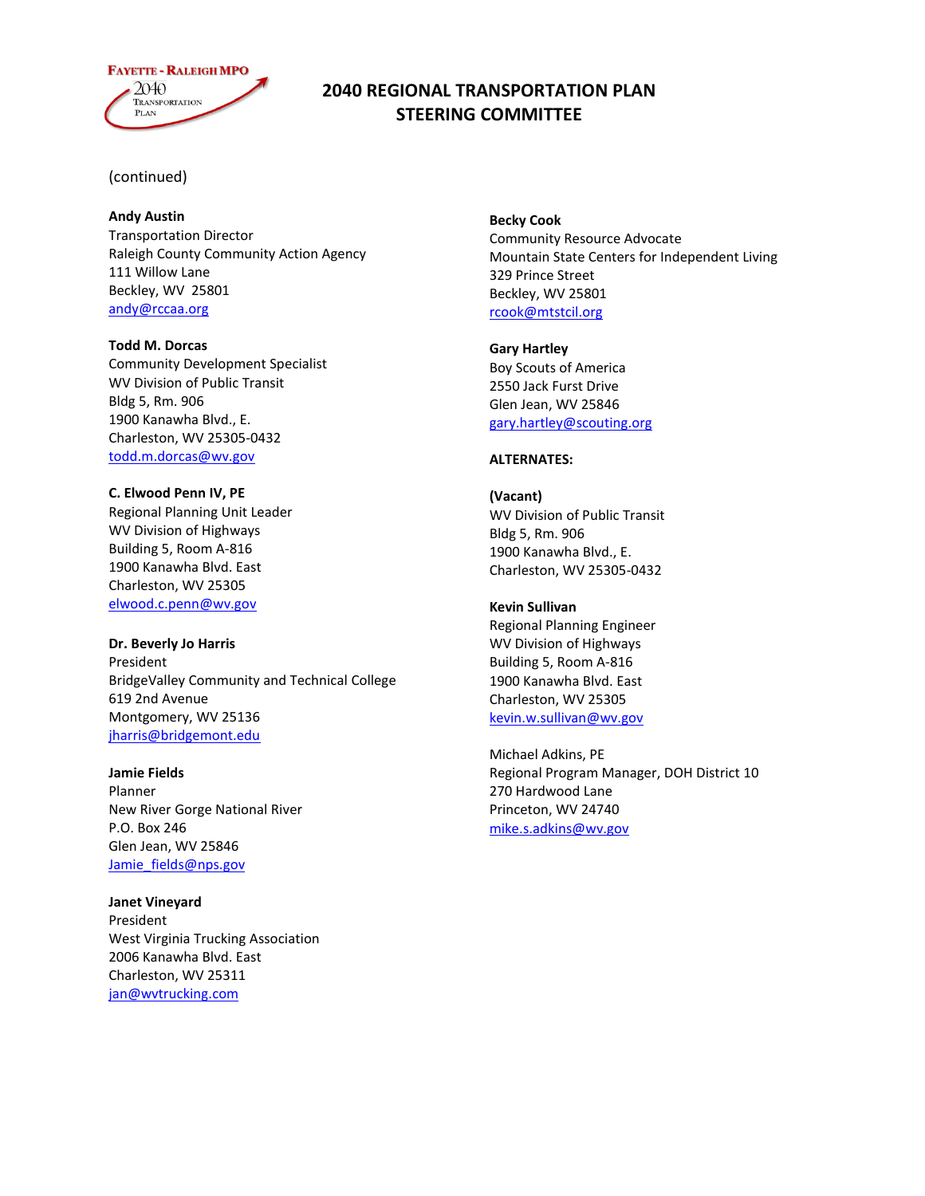# 2040 REGIONAL TRANSPORTATION PLAN STEERING COMMITTEE

(continued)

**Andy Austin**
Transportation Director
Raleigh County Community Action Agency
111 Willow Lane
Beckley, WV 25801
andy@rccaa.org

**Todd M. Dorcas**
Community Development Specialist
WV Division of Public Transit
Bldg 5, Rm. 906
1900 Kanawha Blvd., E.
Charleston, WV 25305-0432
todd.m.dorcas@wv.gov

**C. Elwood Penn IV, PE**
Regional Planning Unit Leader
WV Division of Highways
Building 5, Room A-816
1900 Kanawha Blvd. East
Charleston, WV 25305
elwood.c.penn@wv.gov

**Dr. Beverly Jo Harris**
President
BridgeValley Community and Technical College
619 2nd Avenue
Montgomery, WV 25136
jharris@bridgemont.edu

**Jamie Fields**
Planner
New River Gorge National River
P.O. Box 246
Glen Jean, WV 25846
Jamie_fields@nps.gov

**Janet Vineyard**
President
West Virginia Trucking Association
2006 Kanawha Blvd. East
Charleston, WV 25311
jan@wvtrucking.com

**Becky Cook**
Community Resource Advocate
Mountain State Centers for Independent Living
329 Prince Street
Beckley, WV 25801
rcook@mtstcil.org

**Gary Hartley**
Boy Scouts of America
2550 Jack Furst Drive
Glen Jean, WV 25846
gary.hartley@scouting.org

**ALTERNATES:**

**(Vacant)**
WV Division of Public Transit
Bldg 5, Rm. 906
1900 Kanawha Blvd., E.
Charleston, WV 25305-0432

**Kevin Sullivan**
Regional Planning Engineer
WV Division of Highways
Building 5, Room A-816
1900 Kanawha Blvd. East
Charleston, WV 25305
kevin.w.sullivan@wv.gov

Michael Adkins, PE
Regional Program Manager, DOH District 10
270 Hardwood Lane
Princeton, WV 24740
mike.s.adkins@wv.gov